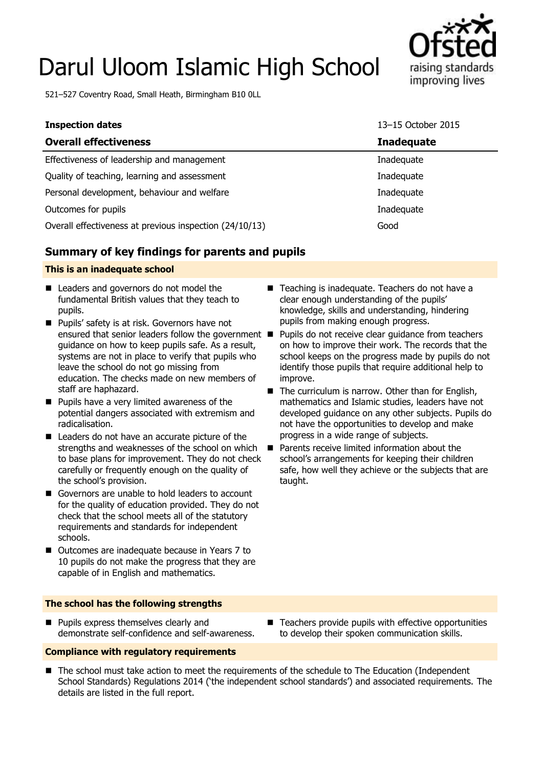# Darul Uloom Islamic High School

521–527 Coventry Road, Small Heath, Birmingham B10 0LL

| | |
|---|---|
| **Inspection dates** | 13–15 October 2015 |
| **Overall effectiveness** | **Inadequate** |
| Effectiveness of leadership and management | Inadequate |
| Quality of teaching, learning and assessment | Inadequate |
| Personal development, behaviour and welfare | Inadequate |
| Outcomes for pupils | Inadequate |
| Overall effectiveness at previous inspection (24/10/13) | Good |

## Summary of key findings for parents and pupils

**This is an inadequate school**

- Leaders and governors do not model the fundamental British values that they teach to pupils.
- Pupils' safety is at risk. Governors have not ensured that senior leaders follow the government guidance on how to keep pupils safe. As a result, systems are not in place to verify that pupils who leave the school do not go missing from education. The checks made on new members of staff are haphazard.
- Pupils have a very limited awareness of the potential dangers associated with extremism and radicalisation.
- Leaders do not have an accurate picture of the strengths and weaknesses of the school on which to base plans for improvement. They do not check carefully or frequently enough on the quality of the school's provision.
- Governors are unable to hold leaders to account for the quality of education provided. They do not check that the school meets all of the statutory requirements and standards for independent schools.
- Outcomes are inadequate because in Years 7 to 10 pupils do not make the progress that they are capable of in English and mathematics.
- Teaching is inadequate. Teachers do not have a clear enough understanding of the pupils' knowledge, skills and understanding, hindering pupils from making enough progress.
- Pupils do not receive clear guidance from teachers on how to improve their work. The records that the school keeps on the progress made by pupils do not identify those pupils that require additional help to improve.
- The curriculum is narrow. Other than for English, mathematics and Islamic studies, leaders have not developed guidance on any other subjects. Pupils do not have the opportunities to develop and make progress in a wide range of subjects.
- Parents receive limited information about the school's arrangements for keeping their children safe, how well they achieve or the subjects that are taught.

**The school has the following strengths**

- Pupils express themselves clearly and demonstrate self-confidence and self-awareness.
- Teachers provide pupils with effective opportunities to develop their spoken communication skills.

**Compliance with regulatory requirements**

- The school must take action to meet the requirements of the schedule to The Education (Independent School Standards) Regulations 2014 ('the independent school standards') and associated requirements. The details are listed in the full report.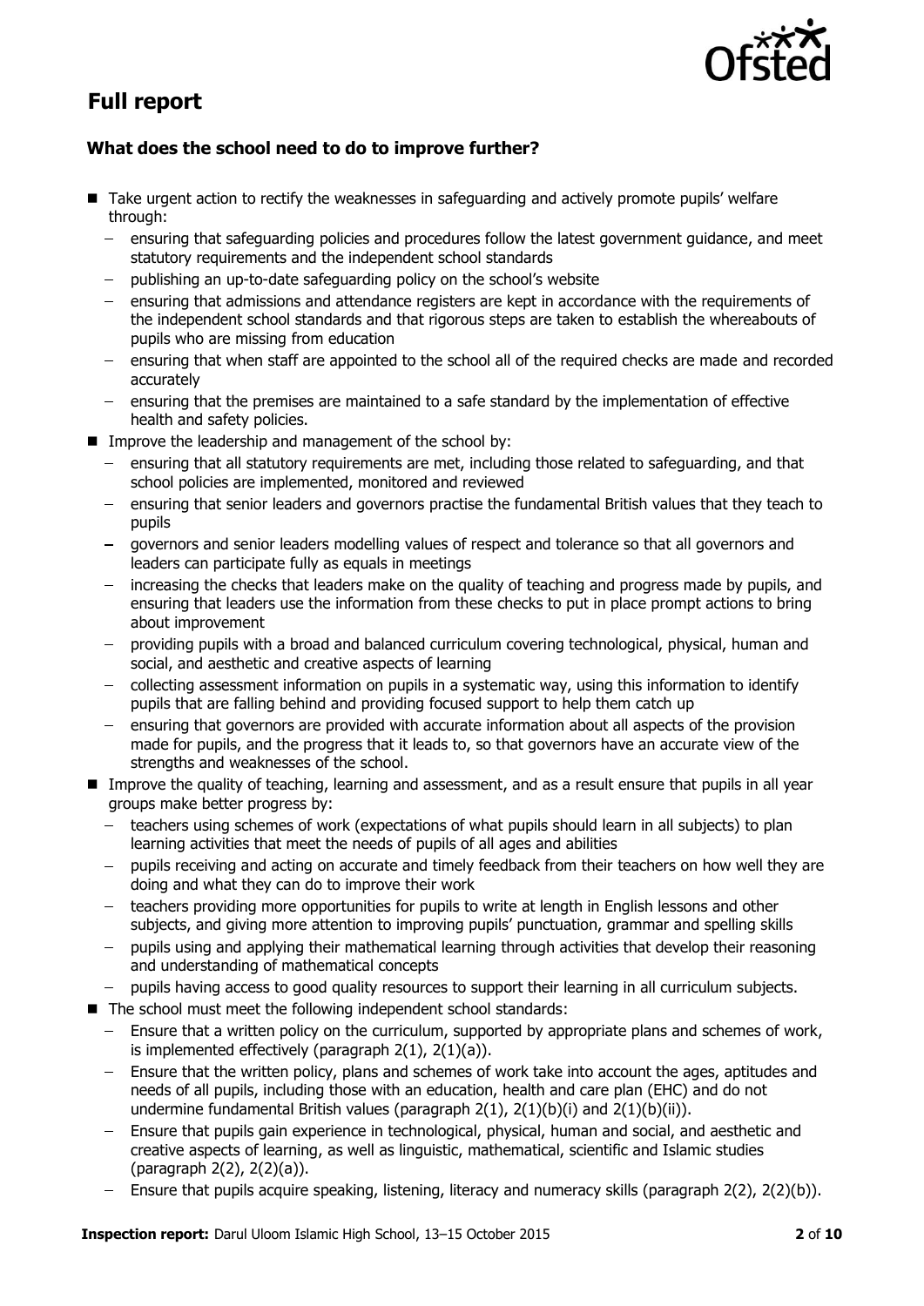# Full report

## What does the school need to do to improve further?

- Take urgent action to rectify the weaknesses in safeguarding and actively promote pupils' welfare through:
  - ensuring that safeguarding policies and procedures follow the latest government guidance, and meet statutory requirements and the independent school standards
  - publishing an up-to-date safeguarding policy on the school's website
  - ensuring that admissions and attendance registers are kept in accordance with the requirements of the independent school standards and that rigorous steps are taken to establish the whereabouts of pupils who are missing from education
  - ensuring that when staff are appointed to the school all of the required checks are made and recorded accurately
  - ensuring that the premises are maintained to a safe standard by the implementation of effective health and safety policies.
- Improve the leadership and management of the school by:
  - ensuring that all statutory requirements are met, including those related to safeguarding, and that school policies are implemented, monitored and reviewed
  - ensuring that senior leaders and governors practise the fundamental British values that they teach to pupils
  - governors and senior leaders modelling values of respect and tolerance so that all governors and leaders can participate fully as equals in meetings
  - increasing the checks that leaders make on the quality of teaching and progress made by pupils, and ensuring that leaders use the information from these checks to put in place prompt actions to bring about improvement
  - providing pupils with a broad and balanced curriculum covering technological, physical, human and social, and aesthetic and creative aspects of learning
  - collecting assessment information on pupils in a systematic way, using this information to identify pupils that are falling behind and providing focused support to help them catch up
  - ensuring that governors are provided with accurate information about all aspects of the provision made for pupils, and the progress that it leads to, so that governors have an accurate view of the strengths and weaknesses of the school.
- Improve the quality of teaching, learning and assessment, and as a result ensure that pupils in all year groups make better progress by:
  - teachers using schemes of work (expectations of what pupils should learn in all subjects) to plan learning activities that meet the needs of pupils of all ages and abilities
  - pupils receiving and acting on accurate and timely feedback from their teachers on how well they are doing and what they can do to improve their work
  - teachers providing more opportunities for pupils to write at length in English lessons and other subjects, and giving more attention to improving pupils' punctuation, grammar and spelling skills
  - pupils using and applying their mathematical learning through activities that develop their reasoning and understanding of mathematical concepts
  - pupils having access to good quality resources to support their learning in all curriculum subjects.
- The school must meet the following independent school standards:
  - Ensure that a written policy on the curriculum, supported by appropriate plans and schemes of work, is implemented effectively (paragraph 2(1), 2(1)(a)).
  - Ensure that the written policy, plans and schemes of work take into account the ages, aptitudes and needs of all pupils, including those with an education, health and care plan (EHC) and do not undermine fundamental British values (paragraph 2(1), 2(1)(b)(i) and 2(1)(b)(ii)).
  - Ensure that pupils gain experience in technological, physical, human and social, and aesthetic and creative aspects of learning, as well as linguistic, mathematical, scientific and Islamic studies (paragraph 2(2), 2(2)(a)).
  - Ensure that pupils acquire speaking, listening, literacy and numeracy skills (paragraph 2(2), 2(2)(b)).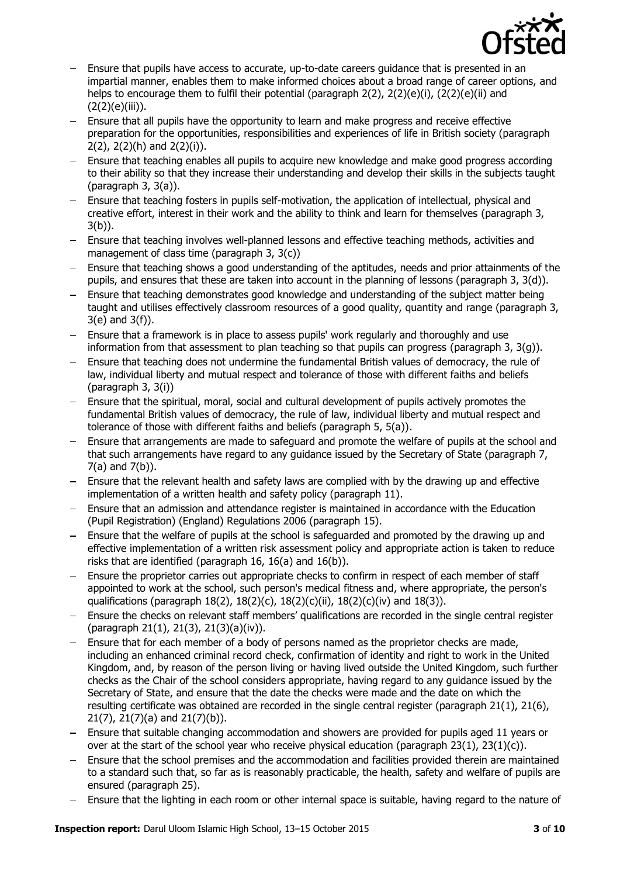- Ensure that pupils have access to accurate, up-to-date careers guidance that is presented in an impartial manner, enables them to make informed choices about a broad range of career options, and helps to encourage them to fulfil their potential (paragraph 2(2), 2(2)(e)(i), (2(2)(e)(ii) and (2(2)(e)(iii)).
- Ensure that all pupils have the opportunity to learn and make progress and receive effective preparation for the opportunities, responsibilities and experiences of life in British society (paragraph 2(2), 2(2)(h) and 2(2)(i)).
- Ensure that teaching enables all pupils to acquire new knowledge and make good progress according to their ability so that they increase their understanding and develop their skills in the subjects taught (paragraph 3, 3(a)).
- Ensure that teaching fosters in pupils self-motivation, the application of intellectual, physical and creative effort, interest in their work and the ability to think and learn for themselves (paragraph 3, 3(b)).
- Ensure that teaching involves well-planned lessons and effective teaching methods, activities and management of class time (paragraph 3, 3(c))
- Ensure that teaching shows a good understanding of the aptitudes, needs and prior attainments of the pupils, and ensures that these are taken into account in the planning of lessons (paragraph 3, 3(d)).
- Ensure that teaching demonstrates good knowledge and understanding of the subject matter being taught and utilises effectively classroom resources of a good quality, quantity and range (paragraph 3, 3(e) and 3(f)).
- Ensure that a framework is in place to assess pupils' work regularly and thoroughly and use information from that assessment to plan teaching so that pupils can progress (paragraph 3, 3(g)).
- Ensure that teaching does not undermine the fundamental British values of democracy, the rule of law, individual liberty and mutual respect and tolerance of those with different faiths and beliefs (paragraph 3, 3(i))
- Ensure that the spiritual, moral, social and cultural development of pupils actively promotes the fundamental British values of democracy, the rule of law, individual liberty and mutual respect and tolerance of those with different faiths and beliefs (paragraph 5, 5(a)).
- Ensure that arrangements are made to safeguard and promote the welfare of pupils at the school and that such arrangements have regard to any guidance issued by the Secretary of State (paragraph 7, 7(a) and 7(b)).
- Ensure that the relevant health and safety laws are complied with by the drawing up and effective implementation of a written health and safety policy (paragraph 11).
- Ensure that an admission and attendance register is maintained in accordance with the Education (Pupil Registration) (England) Regulations 2006 (paragraph 15).
- Ensure that the welfare of pupils at the school is safeguarded and promoted by the drawing up and effective implementation of a written risk assessment policy and appropriate action is taken to reduce risks that are identified (paragraph 16, 16(a) and 16(b)).
- Ensure the proprietor carries out appropriate checks to confirm in respect of each member of staff appointed to work at the school, such person's medical fitness and, where appropriate, the person's qualifications (paragraph 18(2), 18(2)(c), 18(2)(c)(ii), 18(2)(c)(iv) and 18(3)).
- Ensure the checks on relevant staff members' qualifications are recorded in the single central register (paragraph 21(1), 21(3), 21(3)(a)(iv)).
- Ensure that for each member of a body of persons named as the proprietor checks are made, including an enhanced criminal record check, confirmation of identity and right to work in the United Kingdom, and, by reason of the person living or having lived outside the United Kingdom, such further checks as the Chair of the school considers appropriate, having regard to any guidance issued by the Secretary of State, and ensure that the date the checks were made and the date on which the resulting certificate was obtained are recorded in the single central register (paragraph 21(1), 21(6), 21(7), 21(7)(a) and 21(7)(b)).
- Ensure that suitable changing accommodation and showers are provided for pupils aged 11 years or over at the start of the school year who receive physical education (paragraph 23(1), 23(1)(c)).
- Ensure that the school premises and the accommodation and facilities provided therein are maintained to a standard such that, so far as is reasonably practicable, the health, safety and welfare of pupils are ensured (paragraph 25).
- Ensure that the lighting in each room or other internal space is suitable, having regard to the nature of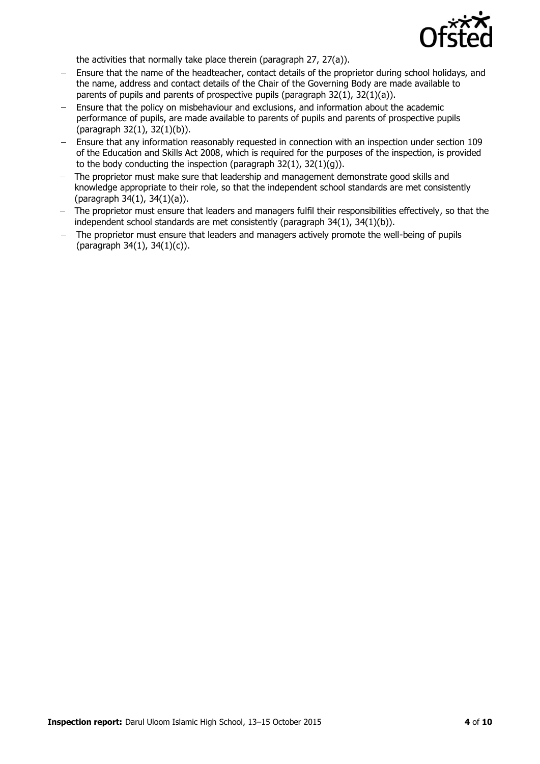the activities that normally take place therein (paragraph 27, 27(a)).

- Ensure that the name of the headteacher, contact details of the proprietor during school holidays, and the name, address and contact details of the Chair of the Governing Body are made available to parents of pupils and parents of prospective pupils (paragraph 32(1), 32(1)(a)).
- Ensure that the policy on misbehaviour and exclusions, and information about the academic performance of pupils, are made available to parents of pupils and parents of prospective pupils (paragraph 32(1), 32(1)(b)).
- Ensure that any information reasonably requested in connection with an inspection under section 109 of the Education and Skills Act 2008, which is required for the purposes of the inspection, is provided to the body conducting the inspection (paragraph 32(1), 32(1)(g)).
- The proprietor must make sure that leadership and management demonstrate good skills and knowledge appropriate to their role, so that the independent school standards are met consistently (paragraph 34(1), 34(1)(a)).
- The proprietor must ensure that leaders and managers fulfil their responsibilities effectively, so that the independent school standards are met consistently (paragraph 34(1), 34(1)(b)).
- The proprietor must ensure that leaders and managers actively promote the well-being of pupils (paragraph 34(1), 34(1)(c)).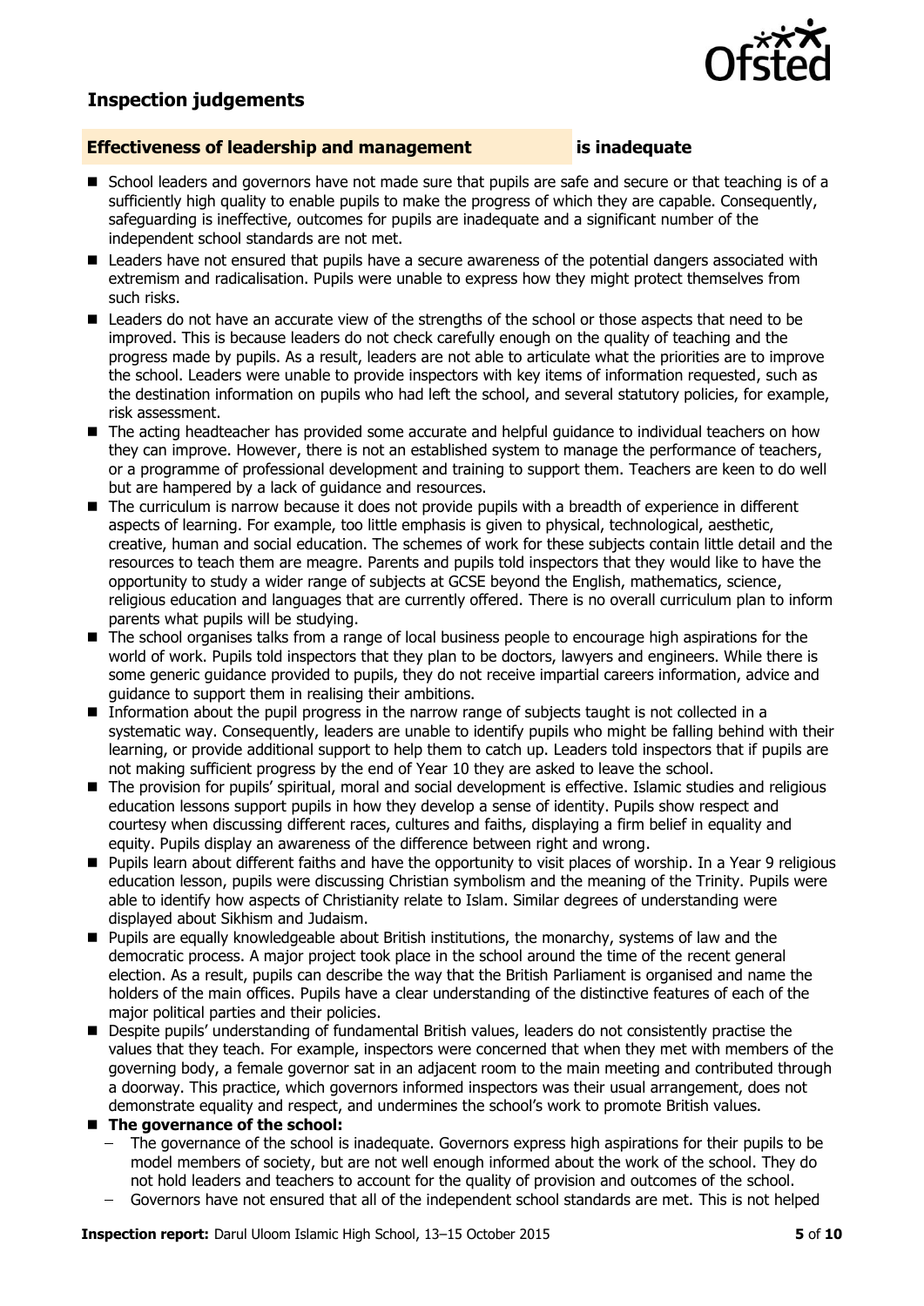## Inspection judgements

### Effectiveness of leadership and management — is inadequate

- School leaders and governors have not made sure that pupils are safe and secure or that teaching is of a sufficiently high quality to enable pupils to make the progress of which they are capable. Consequently, safeguarding is ineffective, outcomes for pupils are inadequate and a significant number of the independent school standards are not met.
- Leaders have not ensured that pupils have a secure awareness of the potential dangers associated with extremism and radicalisation. Pupils were unable to express how they might protect themselves from such risks.
- Leaders do not have an accurate view of the strengths of the school or those aspects that need to be improved. This is because leaders do not check carefully enough on the quality of teaching and the progress made by pupils. As a result, leaders are not able to articulate what the priorities are to improve the school. Leaders were unable to provide inspectors with key items of information requested, such as the destination information on pupils who had left the school, and several statutory policies, for example, risk assessment.
- The acting headteacher has provided some accurate and helpful guidance to individual teachers on how they can improve. However, there is not an established system to manage the performance of teachers, or a programme of professional development and training to support them. Teachers are keen to do well but are hampered by a lack of guidance and resources.
- The curriculum is narrow because it does not provide pupils with a breadth of experience in different aspects of learning. For example, too little emphasis is given to physical, technological, aesthetic, creative, human and social education. The schemes of work for these subjects contain little detail and the resources to teach them are meagre. Parents and pupils told inspectors that they would like to have the opportunity to study a wider range of subjects at GCSE beyond the English, mathematics, science, religious education and languages that are currently offered. There is no overall curriculum plan to inform parents what pupils will be studying.
- The school organises talks from a range of local business people to encourage high aspirations for the world of work. Pupils told inspectors that they plan to be doctors, lawyers and engineers. While there is some generic guidance provided to pupils, they do not receive impartial careers information, advice and guidance to support them in realising their ambitions.
- Information about the pupil progress in the narrow range of subjects taught is not collected in a systematic way. Consequently, leaders are unable to identify pupils who might be falling behind with their learning, or provide additional support to help them to catch up. Leaders told inspectors that if pupils are not making sufficient progress by the end of Year 10 they are asked to leave the school.
- The provision for pupils' spiritual, moral and social development is effective. Islamic studies and religious education lessons support pupils in how they develop a sense of identity. Pupils show respect and courtesy when discussing different races, cultures and faiths, displaying a firm belief in equality and equity. Pupils display an awareness of the difference between right and wrong.
- Pupils learn about different faiths and have the opportunity to visit places of worship. In a Year 9 religious education lesson, pupils were discussing Christian symbolism and the meaning of the Trinity. Pupils were able to identify how aspects of Christianity relate to Islam. Similar degrees of understanding were displayed about Sikhism and Judaism.
- Pupils are equally knowledgeable about British institutions, the monarchy, systems of law and the democratic process. A major project took place in the school around the time of the recent general election. As a result, pupils can describe the way that the British Parliament is organised and name the holders of the main offices. Pupils have a clear understanding of the distinctive features of each of the major political parties and their policies.
- Despite pupils' understanding of fundamental British values, leaders do not consistently practise the values that they teach. For example, inspectors were concerned that when they met with members of the governing body, a female governor sat in an adjacent room to the main meeting and contributed through a doorway. This practice, which governors informed inspectors was their usual arrangement, does not demonstrate equality and respect, and undermines the school's work to promote British values.
- **The governance of the school:**
  - The governance of the school is inadequate. Governors express high aspirations for their pupils to be model members of society, but are not well enough informed about the work of the school. They do not hold leaders and teachers to account for the quality of provision and outcomes of the school.
  - Governors have not ensured that all of the independent school standards are met. This is not helped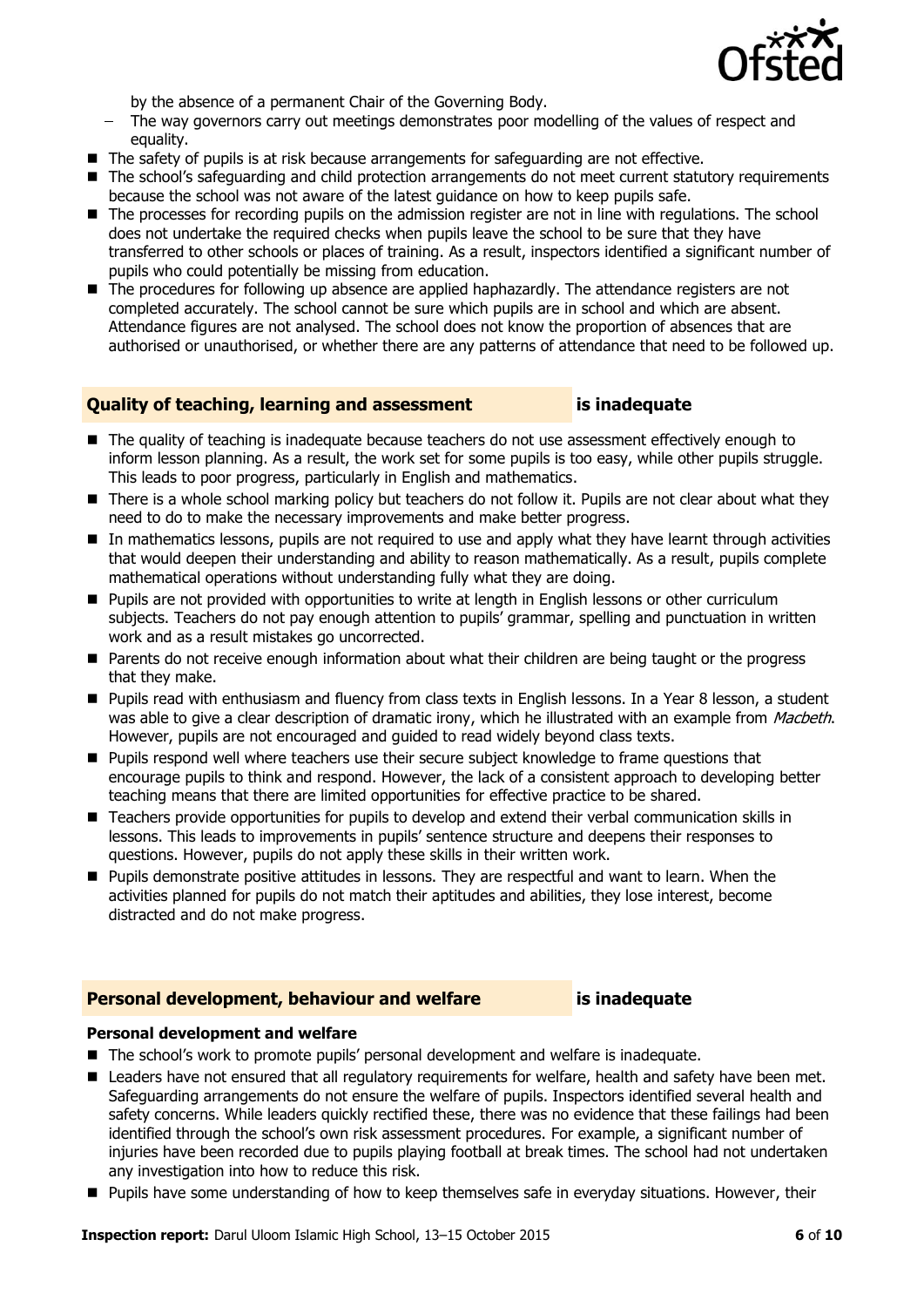by the absence of a permanent Chair of the Governing Body.

  - The way governors carry out meetings demonstrates poor modelling of the values of respect and equality.

- The safety of pupils is at risk because arrangements for safeguarding are not effective.
- The school's safeguarding and child protection arrangements do not meet current statutory requirements because the school was not aware of the latest guidance on how to keep pupils safe.
- The processes for recording pupils on the admission register are not in line with regulations. The school does not undertake the required checks when pupils leave the school to be sure that they have transferred to other schools or places of training. As a result, inspectors identified a significant number of pupils who could potentially be missing from education.
- The procedures for following up absence are applied haphazardly. The attendance registers are not completed accurately. The school cannot be sure which pupils are in school and which are absent. Attendance figures are not analysed. The school does not know the proportion of absences that are authorised or unauthorised, or whether there are any patterns of attendance that need to be followed up.

## Quality of teaching, learning and assessment is inadequate

- The quality of teaching is inadequate because teachers do not use assessment effectively enough to inform lesson planning. As a result, the work set for some pupils is too easy, while other pupils struggle. This leads to poor progress, particularly in English and mathematics.
- There is a whole school marking policy but teachers do not follow it. Pupils are not clear about what they need to do to make the necessary improvements and make better progress.
- In mathematics lessons, pupils are not required to use and apply what they have learnt through activities that would deepen their understanding and ability to reason mathematically. As a result, pupils complete mathematical operations without understanding fully what they are doing.
- Pupils are not provided with opportunities to write at length in English lessons or other curriculum subjects. Teachers do not pay enough attention to pupils' grammar, spelling and punctuation in written work and as a result mistakes go uncorrected.
- Parents do not receive enough information about what their children are being taught or the progress that they make.
- Pupils read with enthusiasm and fluency from class texts in English lessons. In a Year 8 lesson, a student was able to give a clear description of dramatic irony, which he illustrated with an example from *Macbeth*. However, pupils are not encouraged and guided to read widely beyond class texts.
- Pupils respond well where teachers use their secure subject knowledge to frame questions that encourage pupils to think and respond. However, the lack of a consistent approach to developing better teaching means that there are limited opportunities for effective practice to be shared.
- Teachers provide opportunities for pupils to develop and extend their verbal communication skills in lessons. This leads to improvements in pupils' sentence structure and deepens their responses to questions. However, pupils do not apply these skills in their written work.
- Pupils demonstrate positive attitudes in lessons. They are respectful and want to learn. When the activities planned for pupils do not match their aptitudes and abilities, they lose interest, become distracted and do not make progress.

## Personal development, behaviour and welfare is inadequate

### Personal development and welfare

- The school's work to promote pupils' personal development and welfare is inadequate.
- Leaders have not ensured that all regulatory requirements for welfare, health and safety have been met. Safeguarding arrangements do not ensure the welfare of pupils. Inspectors identified several health and safety concerns. While leaders quickly rectified these, there was no evidence that these failings had been identified through the school's own risk assessment procedures. For example, a significant number of injuries have been recorded due to pupils playing football at break times. The school had not undertaken any investigation into how to reduce this risk.
- Pupils have some understanding of how to keep themselves safe in everyday situations. However, their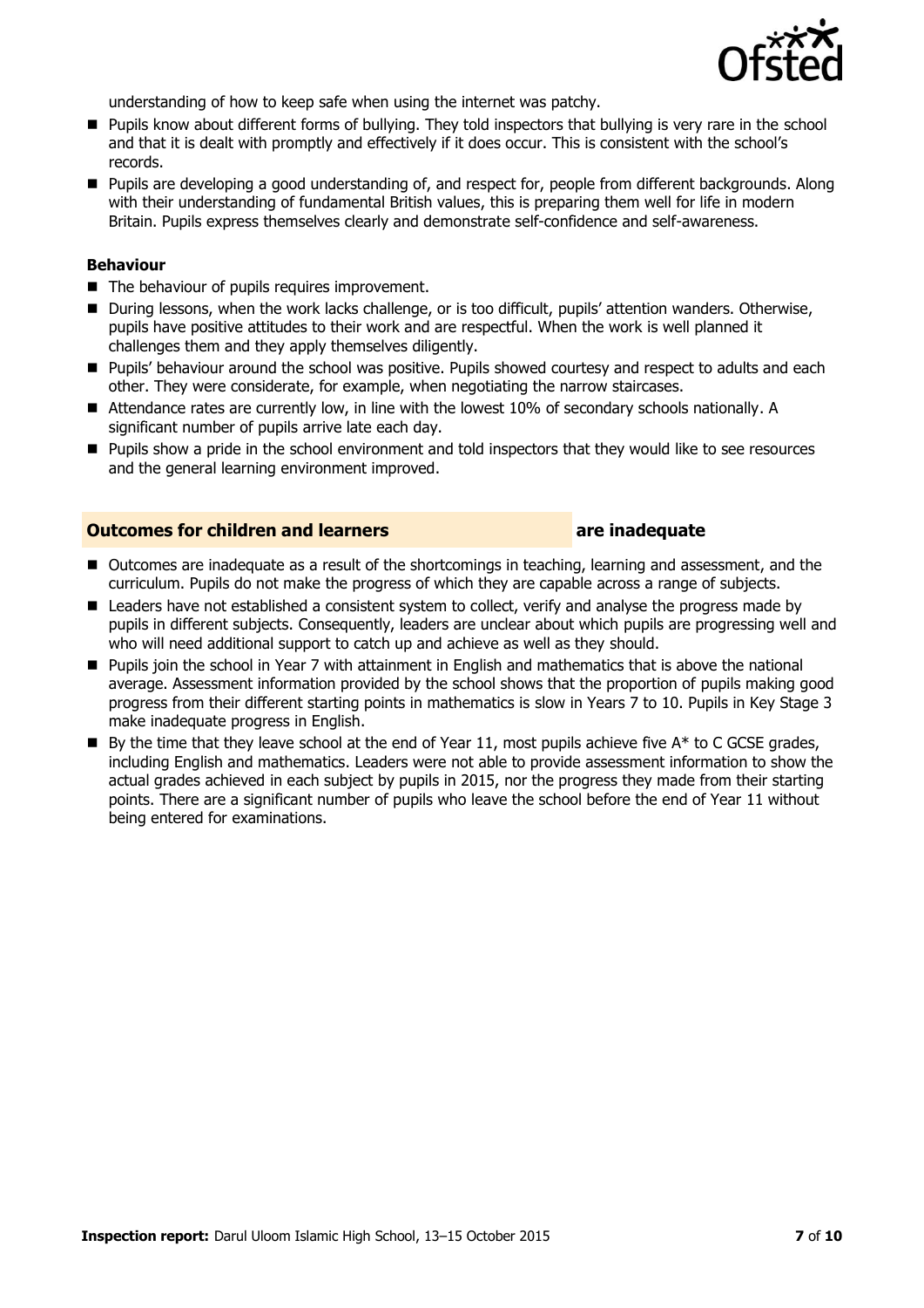understanding of how to keep safe when using the internet was patchy.

- Pupils know about different forms of bullying. They told inspectors that bullying is very rare in the school and that it is dealt with promptly and effectively if it does occur. This is consistent with the school's records.
- Pupils are developing a good understanding of, and respect for, people from different backgrounds. Along with their understanding of fundamental British values, this is preparing them well for life in modern Britain. Pupils express themselves clearly and demonstrate self-confidence and self-awareness.

**Behaviour**

- The behaviour of pupils requires improvement.
- During lessons, when the work lacks challenge, or is too difficult, pupils' attention wanders. Otherwise, pupils have positive attitudes to their work and are respectful. When the work is well planned it challenges them and they apply themselves diligently.
- Pupils' behaviour around the school was positive. Pupils showed courtesy and respect to adults and each other. They were considerate, for example, when negotiating the narrow staircases.
- Attendance rates are currently low, in line with the lowest 10% of secondary schools nationally. A significant number of pupils arrive late each day.
- Pupils show a pride in the school environment and told inspectors that they would like to see resources and the general learning environment improved.

## Outcomes for children and learners — are inadequate

- Outcomes are inadequate as a result of the shortcomings in teaching, learning and assessment, and the curriculum. Pupils do not make the progress of which they are capable across a range of subjects.
- Leaders have not established a consistent system to collect, verify and analyse the progress made by pupils in different subjects. Consequently, leaders are unclear about which pupils are progressing well and who will need additional support to catch up and achieve as well as they should.
- Pupils join the school in Year 7 with attainment in English and mathematics that is above the national average. Assessment information provided by the school shows that the proportion of pupils making good progress from their different starting points in mathematics is slow in Years 7 to 10. Pupils in Key Stage 3 make inadequate progress in English.
- By the time that they leave school at the end of Year 11, most pupils achieve five A* to C GCSE grades, including English and mathematics. Leaders were not able to provide assessment information to show the actual grades achieved in each subject by pupils in 2015, nor the progress they made from their starting points. There are a significant number of pupils who leave the school before the end of Year 11 without being entered for examinations.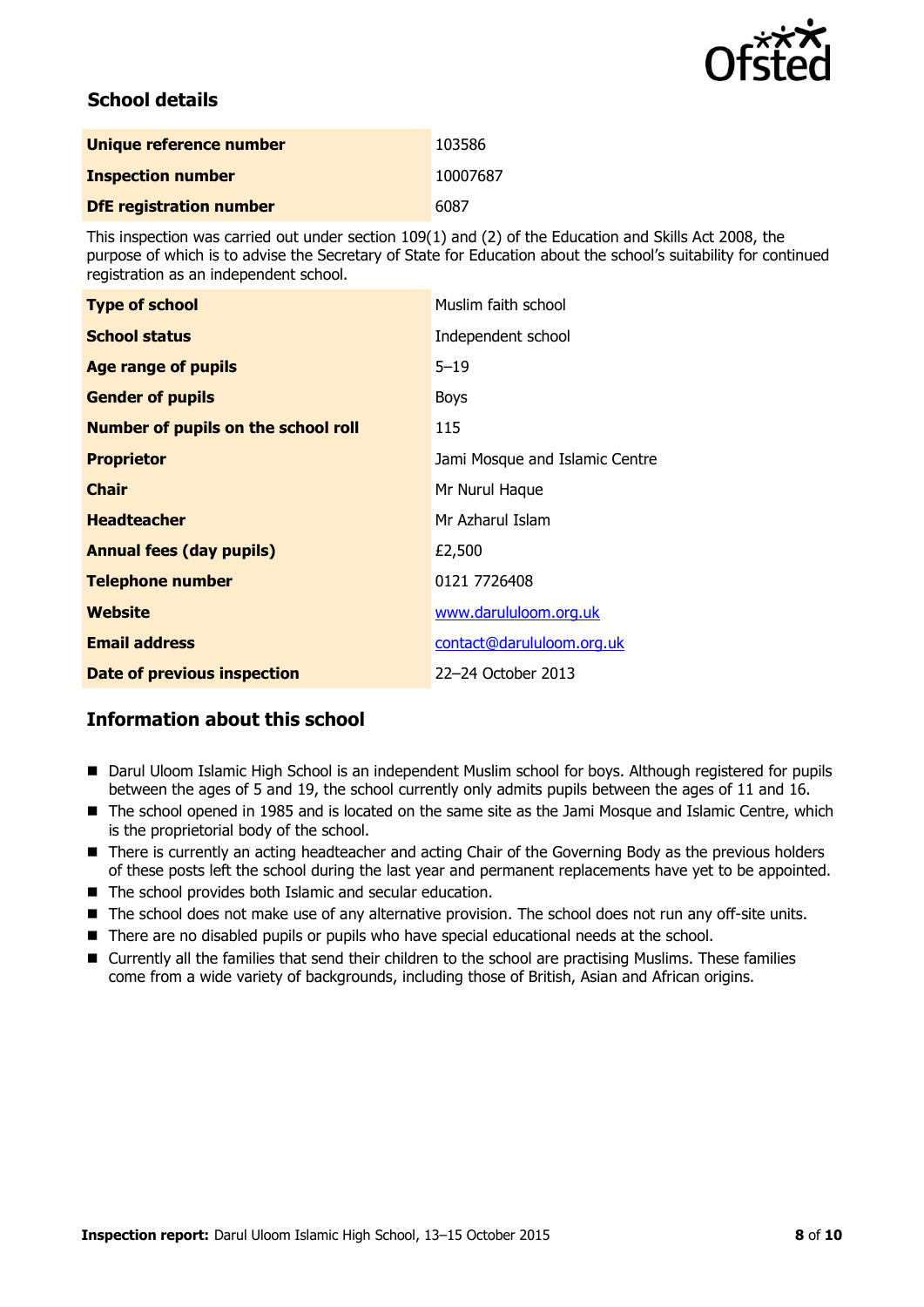## School details

| | |
|---|---|
| **Unique reference number** | 103586 |
| **Inspection number** | 10007687 |
| **DfE registration number** | 6087 |

This inspection was carried out under section 109(1) and (2) of the Education and Skills Act 2008, the purpose of which is to advise the Secretary of State for Education about the school's suitability for continued registration as an independent school.

| | |
|---|---|
| **Type of school** | Muslim faith school |
| **School status** | Independent school |
| **Age range of pupils** | 5–19 |
| **Gender of pupils** | Boys |
| **Number of pupils on the school roll** | 115 |
| **Proprietor** | Jami Mosque and Islamic Centre |
| **Chair** | Mr Nurul Haque |
| **Headteacher** | Mr Azharul Islam |
| **Annual fees (day pupils)** | £2,500 |
| **Telephone number** | 0121 7726408 |
| **Website** | www.daruluIoom.org.uk |
| **Email address** | contact@daruluIoom.org.uk |
| **Date of previous inspection** | 22–24 October 2013 |

## Information about this school

- Darul Uloom Islamic High School is an independent Muslim school for boys. Although registered for pupils between the ages of 5 and 19, the school currently only admits pupils between the ages of 11 and 16.
- The school opened in 1985 and is located on the same site as the Jami Mosque and Islamic Centre, which is the proprietorial body of the school.
- There is currently an acting headteacher and acting Chair of the Governing Body as the previous holders of these posts left the school during the last year and permanent replacements have yet to be appointed.
- The school provides both Islamic and secular education.
- The school does not make use of any alternative provision. The school does not run any off-site units.
- There are no disabled pupils or pupils who have special educational needs at the school.
- Currently all the families that send their children to the school are practising Muslims. These families come from a wide variety of backgrounds, including those of British, Asian and African origins.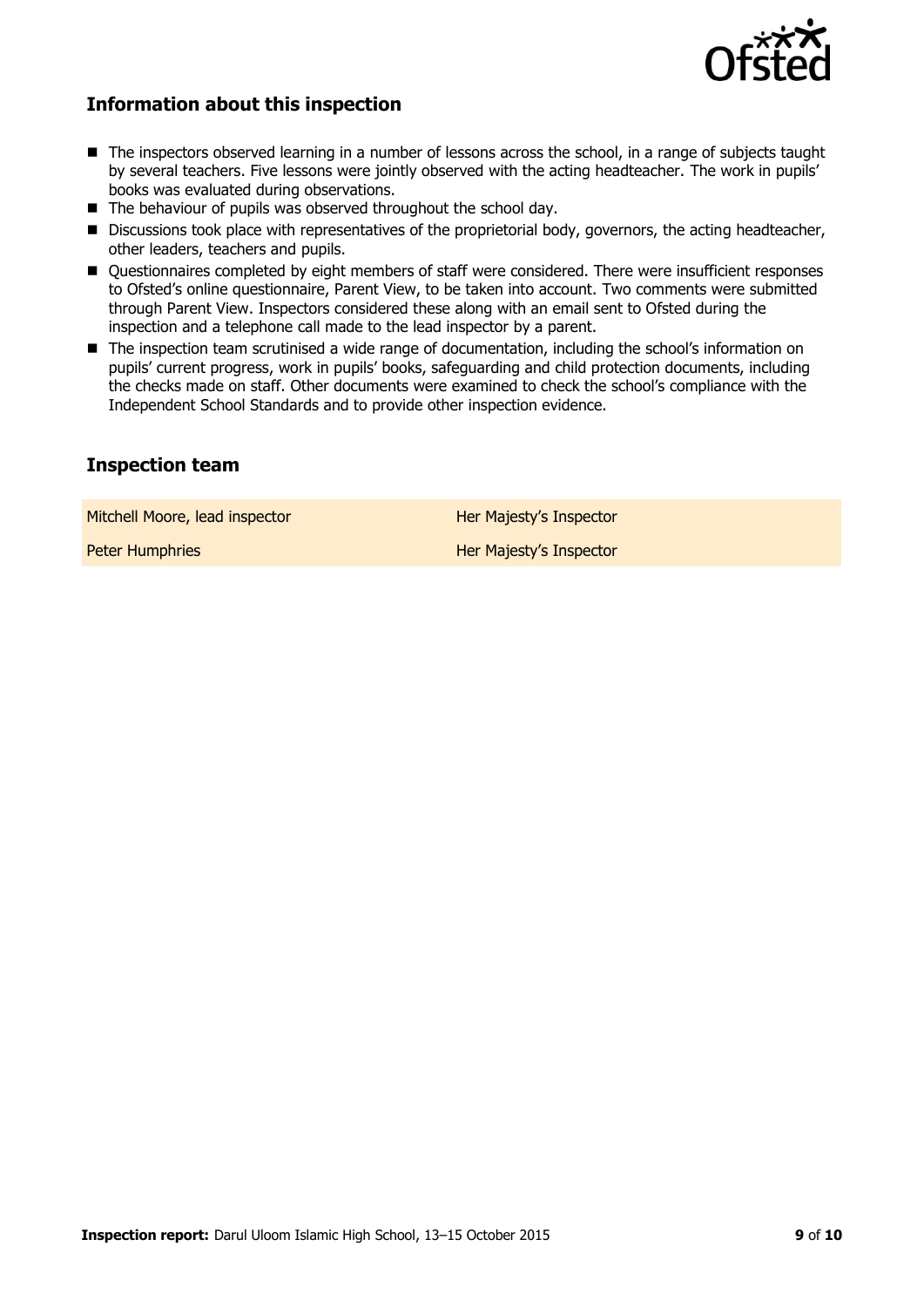## Information about this inspection

- The inspectors observed learning in a number of lessons across the school, in a range of subjects taught by several teachers. Five lessons were jointly observed with the acting headteacher. The work in pupils' books was evaluated during observations.
- The behaviour of pupils was observed throughout the school day.
- Discussions took place with representatives of the proprietorial body, governors, the acting headteacher, other leaders, teachers and pupils.
- Questionnaires completed by eight members of staff were considered. There were insufficient responses to Ofsted's online questionnaire, Parent View, to be taken into account. Two comments were submitted through Parent View. Inspectors considered these along with an email sent to Ofsted during the inspection and a telephone call made to the lead inspector by a parent.
- The inspection team scrutinised a wide range of documentation, including the school's information on pupils' current progress, work in pupils' books, safeguarding and child protection documents, including the checks made on staff. Other documents were examined to check the school's compliance with the Independent School Standards and to provide other inspection evidence.

## Inspection team

| | |
|---|---|
| Mitchell Moore, lead inspector | Her Majesty's Inspector |
| Peter Humphries | Her Majesty's Inspector |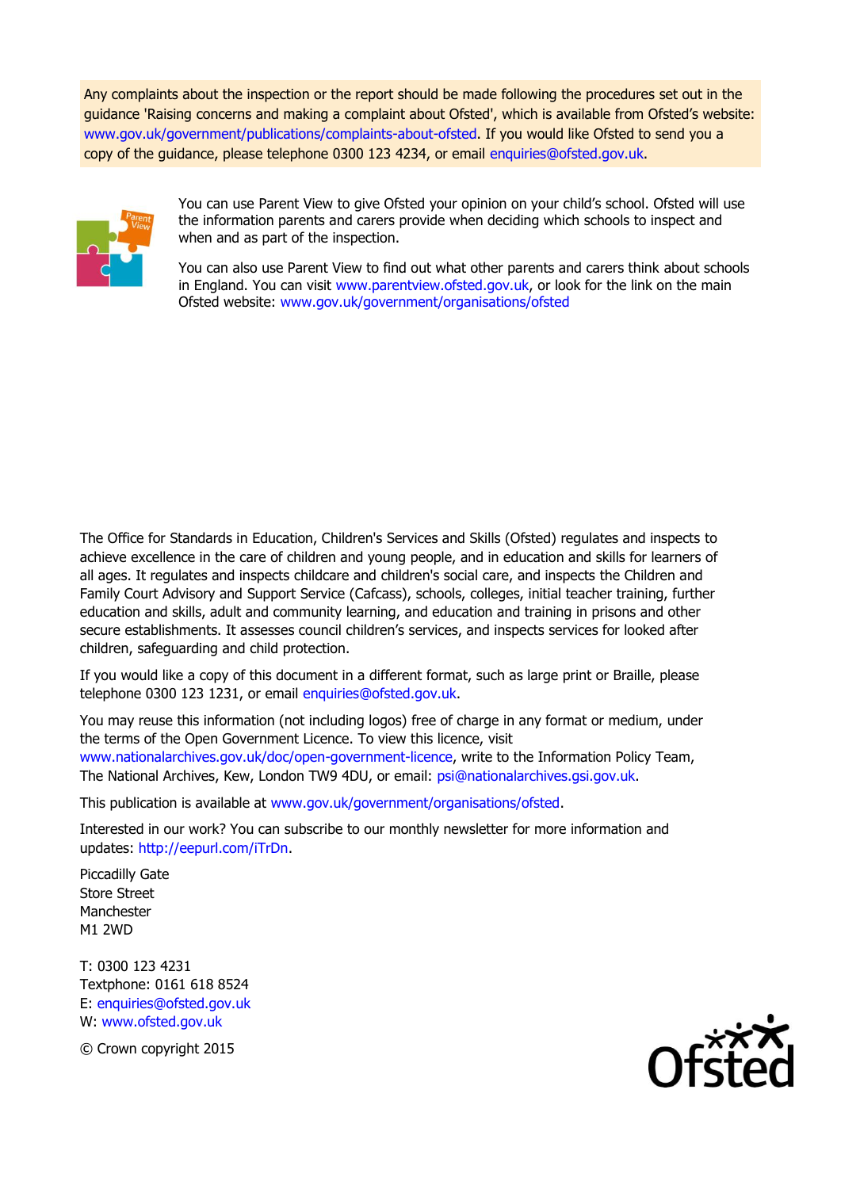Any complaints about the inspection or the report should be made following the procedures set out in the guidance 'Raising concerns and making a complaint about Ofsted', which is available from Ofsted's website: www.gov.uk/government/publications/complaints-about-ofsted. If you would like Ofsted to send you a copy of the guidance, please telephone 0300 123 4234, or email enquiries@ofsted.gov.uk.

You can use Parent View to give Ofsted your opinion on your child's school. Ofsted will use the information parents and carers provide when deciding which schools to inspect and when and as part of the inspection.

You can also use Parent View to find out what other parents and carers think about schools in England. You can visit www.parentview.ofsted.gov.uk, or look for the link on the main Ofsted website: www.gov.uk/government/organisations/ofsted

The Office for Standards in Education, Children's Services and Skills (Ofsted) regulates and inspects to achieve excellence in the care of children and young people, and in education and skills for learners of all ages. It regulates and inspects childcare and children's social care, and inspects the Children and Family Court Advisory and Support Service (Cafcass), schools, colleges, initial teacher training, further education and skills, adult and community learning, and education and training in prisons and other secure establishments. It assesses council children's services, and inspects services for looked after children, safeguarding and child protection.

If you would like a copy of this document in a different format, such as large print or Braille, please telephone 0300 123 1231, or email enquiries@ofsted.gov.uk.

You may reuse this information (not including logos) free of charge in any format or medium, under the terms of the Open Government Licence. To view this licence, visit www.nationalarchives.gov.uk/doc/open-government-licence, write to the Information Policy Team, The National Archives, Kew, London TW9 4DU, or email: psi@nationalarchives.gsi.gov.uk.

This publication is available at www.gov.uk/government/organisations/ofsted.

Interested in our work? You can subscribe to our monthly newsletter for more information and updates: http://eepurl.com/iTrDn.

Piccadilly Gate
Store Street
Manchester
M1 2WD

T: 0300 123 4231
Textphone: 0161 618 8524
E: enquiries@ofsted.gov.uk
W: www.ofsted.gov.uk

© Crown copyright 2015